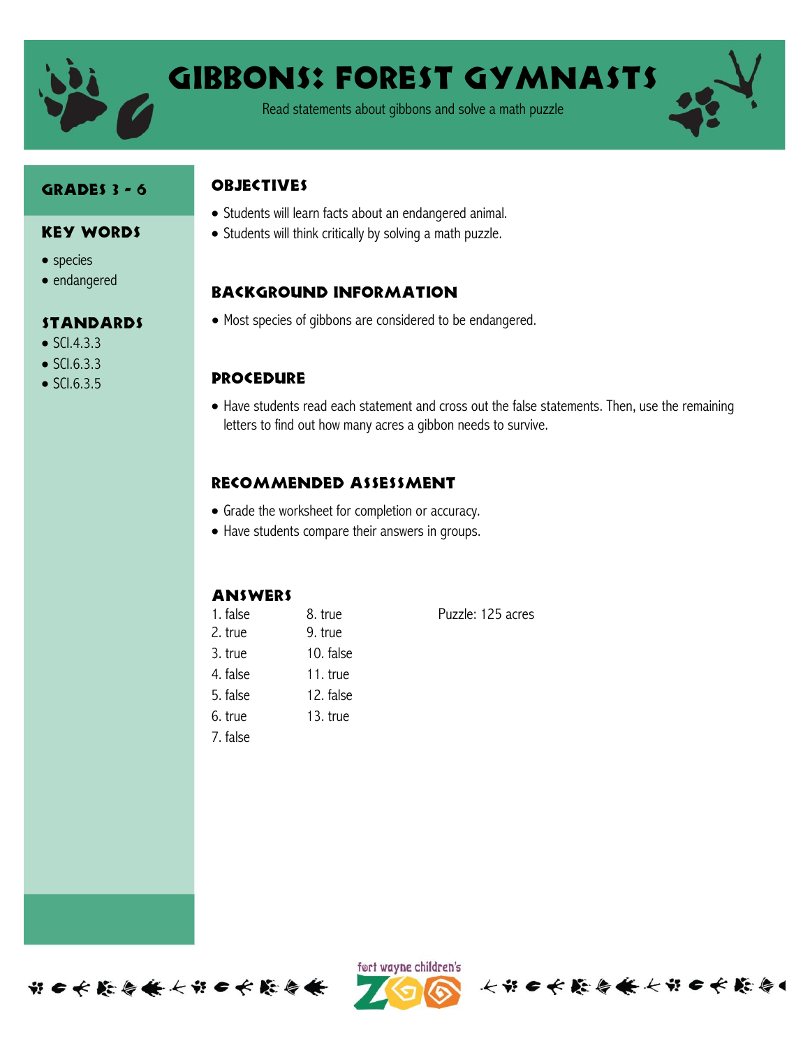# GIBBONS: FOREST GYMNASTS

Read statements about gibbons and solve a math puzzle

## GRADES 3 - 6

## KEY WORDS

- species
- endangered

## STANDARDS

- SCI.4.3.3
- SCI.6.3.3
- SCI.6.3.5

## OBJECTIVES

- Students will learn facts about an endangered animal.
- Students will think critically by solving a math puzzle.

## BACKGROUND INFORMATION

- Most species of gibbons are considered to be endangered.

## PROCEDURE

- Have students read each statement and cross out the false statements. Then, use the remaining letters to find out how many acres a gibbon needs to survive.

## RECOMMENDED ASSESSMENT

- Grade the worksheet for completion or accuracy.
- Have students compare their answers in groups.

## ANSWERS

1. false
2. true
3. true
4. false
5. false
6. true
7. false
8. true
9. true
10. false
11. true
12. false
13. true

Puzzle: 125 acres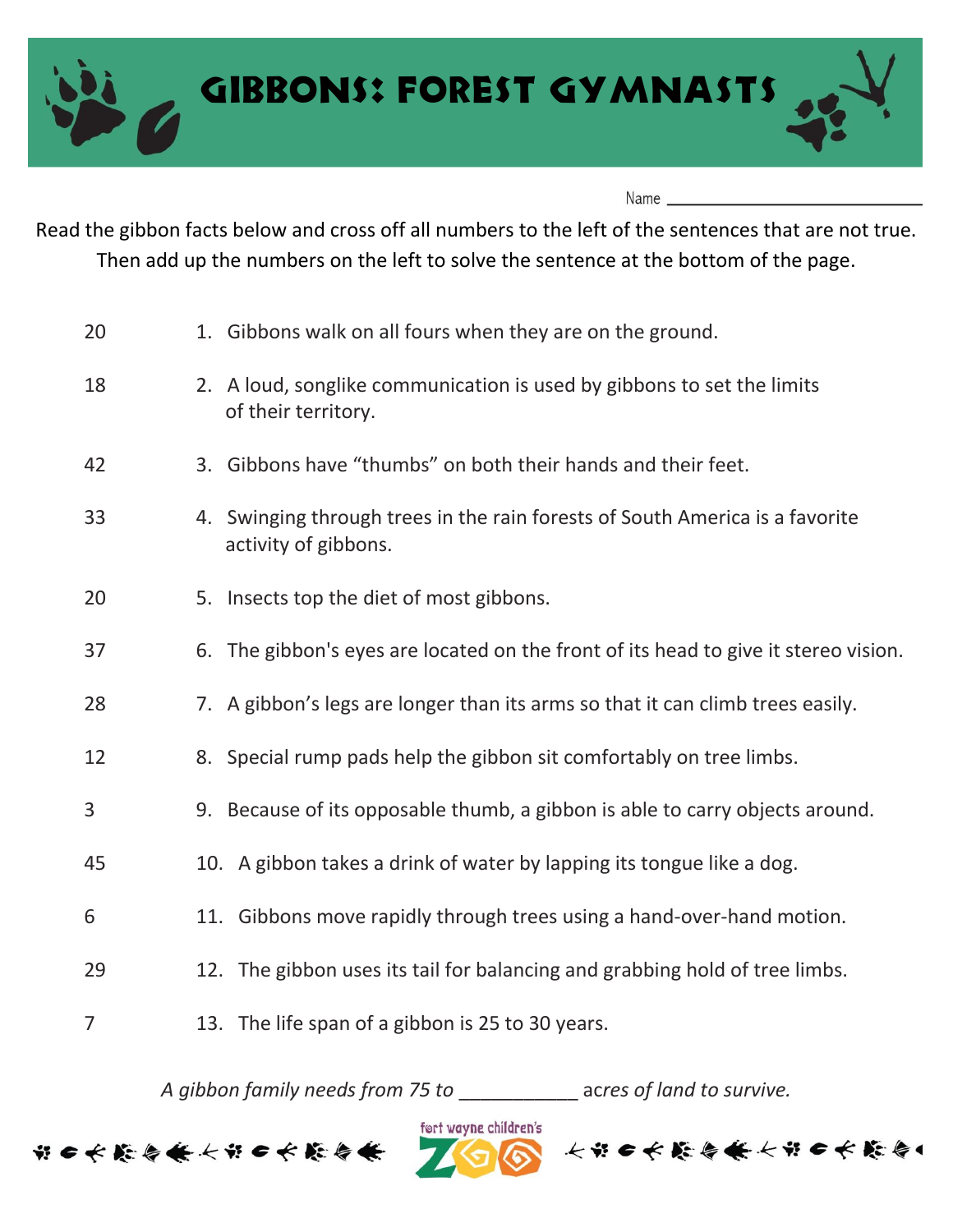# GIBBONS: FOREST GYMNASTS

Name ______________________________

Read the gibbon facts below and cross off all numbers to the left of the sentences that are not true. Then add up the numbers on the left to solve the sentence at the bottom of the page.

| | |
|---|---|
| 20 | 1. Gibbons walk on all fours when they are on the ground. |
| 18 | 2. A loud, songlike communication is used by gibbons to set the limits of their territory. |
| 42 | 3. Gibbons have "thumbs" on both their hands and their feet. |
| 33 | 4. Swinging through trees in the rain forests of South America is a favorite activity of gibbons. |
| 20 | 5. Insects top the diet of most gibbons. |
| 37 | 6. The gibbon's eyes are located on the front of its head to give it stereo vision. |
| 28 | 7. A gibbon's legs are longer than its arms so that it can climb trees easily. |
| 12 | 8. Special rump pads help the gibbon sit comfortably on tree limbs. |
| 3 | 9. Because of its opposable thumb, a gibbon is able to carry objects around. |
| 45 | 10. A gibbon takes a drink of water by lapping its tongue like a dog. |
| 6 | 11. Gibbons move rapidly through trees using a hand-over-hand motion. |
| 29 | 12. The gibbon uses its tail for balancing and grabbing hold of tree limbs. |
| 7 | 13. The life span of a gibbon is 25 to 30 years. |

*A gibbon family needs from 75 to* ___________ *acres of land to survive.*

fort wayne children's ZOO